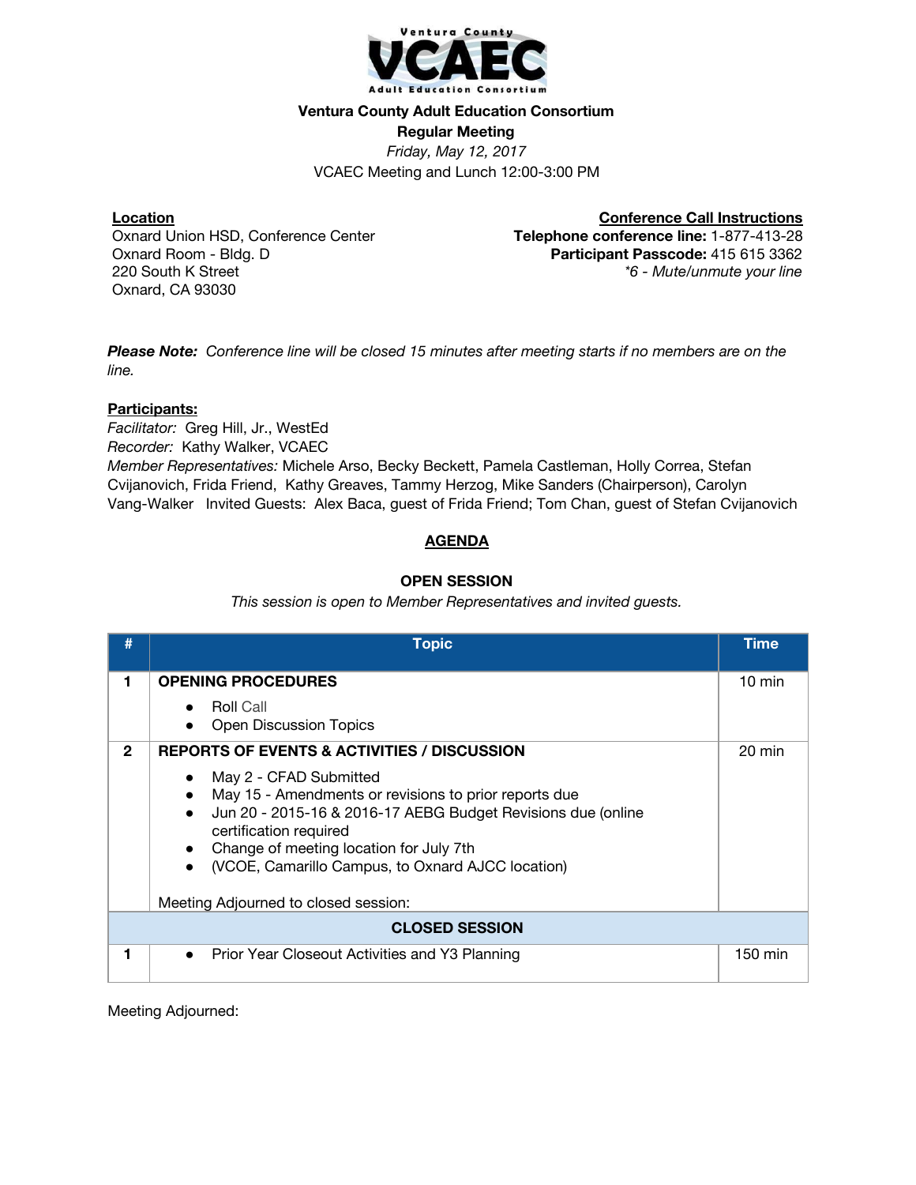Ventura County

**VCAEC**

Adult Education Consortium

**Ventura County Adult Education Consortium**
**Regular Meeting**
*Friday, May 12, 2017*
VCAEC Meeting and Lunch 12:00-3:00 PM

**Location**
Oxnard Union HSD, Conference Center
Oxnard Room - Bldg. D
220 South K Street
Oxnard, CA 93030

**Conference Call Instructions**
**Telephone conference line:** 1-877-413-28
**Participant Passcode:** 415 615 3362
*\*6 - Mute/unmute your line*

***Please Note:** Conference line will be closed 15 minutes after meeting starts if no members are on the line.*

**Participants:**
*Facilitator:* Greg Hill, Jr., WestEd
*Recorder:* Kathy Walker, VCAEC
*Member Representatives:* Michele Arso, Becky Beckett, Pamela Castleman, Holly Correa, Stefan Cvijanovich, Frida Friend, Kathy Greaves, Tammy Herzog, Mike Sanders (Chairperson), Carolyn Vang-Walker Invited Guests: Alex Baca, guest of Frida Friend; Tom Chan, guest of Stefan Cvijanovich

## AGENDA

### OPEN SESSION

*This session is open to Member Representatives and invited guests.*

| # | Topic | Time |
|---|---|---|
| 1 | **OPENING PROCEDURES**<br>• Roll Call<br>• Open Discussion Topics | 10 min |
| 2 | **REPORTS OF EVENTS & ACTIVITIES / DISCUSSION**<br>• May 2 - CFAD Submitted<br>• May 15 - Amendments or revisions to prior reports due<br>• Jun 20 - 2015-16 & 2016-17 AEBG Budget Revisions due (online certification required<br>• Change of meeting location for July 7th<br>• (VCOE, Camarillo Campus, to Oxnard AJCC location)<br><br>Meeting Adjourned to closed session: | 20 min |
| | **CLOSED SESSION** | |
| 1 | • Prior Year Closeout Activities and Y3 Planning | 150 min |

Meeting Adjourned: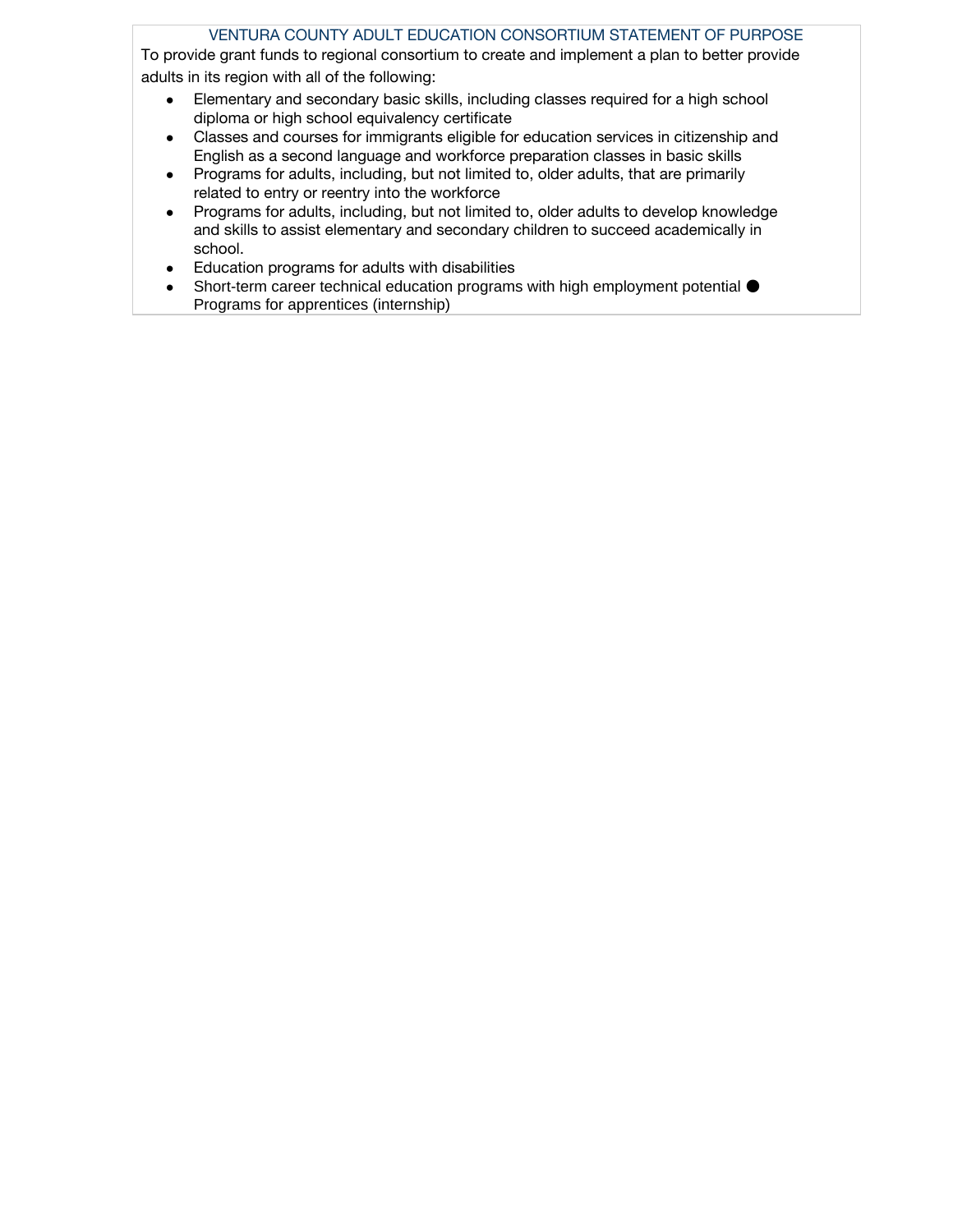VENTURA COUNTY ADULT EDUCATION CONSORTIUM STATEMENT OF PURPOSE

To provide grant funds to regional consortium to create and implement a plan to better provide adults in its region with all of the following:

- Elementary and secondary basic skills, including classes required for a high school diploma or high school equivalency certificate
- Classes and courses for immigrants eligible for education services in citizenship and English as a second language and workforce preparation classes in basic skills
- Programs for adults, including, but not limited to, older adults, that are primarily related to entry or reentry into the workforce
- Programs for adults, including, but not limited to, older adults to develop knowledge and skills to assist elementary and secondary children to succeed academically in school.
- Education programs for adults with disabilities
- Short-term career technical education programs with high employment potential
- Programs for apprentices (internship)